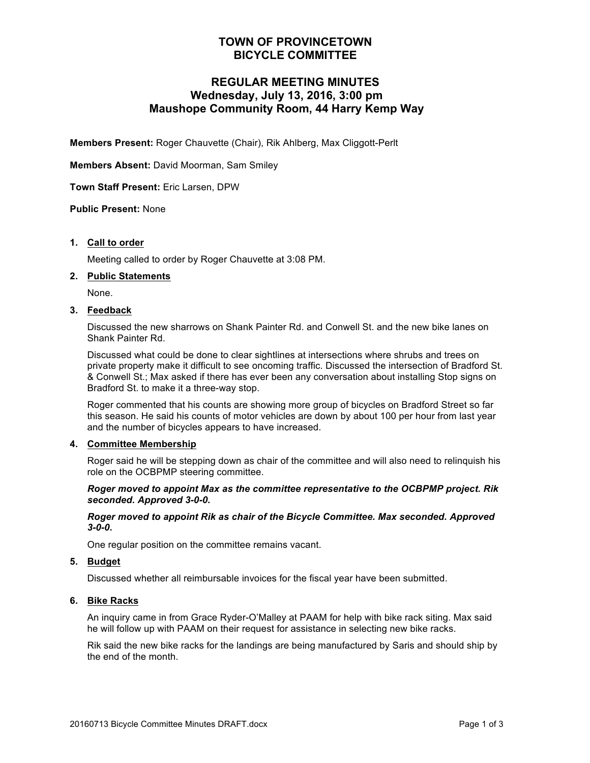# TOWN OF PROVINCETOWN
# BICYCLE COMMITTEE

## REGULAR MEETING MINUTES
## Wednesday, July 13, 2016, 3:00 pm
## Maushope Community Room, 44 Harry Kemp Way

**Members Present:** Roger Chauvette (Chair), Rik Ahlberg, Max Cliggott-Perlt

**Members Absent:** David Moorman, Sam Smiley

**Town Staff Present:** Eric Larsen, DPW

**Public Present:** None

1. **Call to order**

   Meeting called to order by Roger Chauvette at 3:08 PM.

2. **Public Statements**

   None.

3. **Feedback**

   Discussed the new sharrows on Shank Painter Rd. and Conwell St. and the new bike lanes on Shank Painter Rd.

   Discussed what could be done to clear sightlines at intersections where shrubs and trees on private property make it difficult to see oncoming traffic. Discussed the intersection of Bradford St. & Conwell St.; Max asked if there has ever been any conversation about installing Stop signs on Bradford St. to make it a three-way stop.

   Roger commented that his counts are showing more group of bicycles on Bradford Street so far this season. He said his counts of motor vehicles are down by about 100 per hour from last year and the number of bicycles appears to have increased.

4. **Committee Membership**

   Roger said he will be stepping down as chair of the committee and will also need to relinquish his role on the OCBPMP steering committee.

   ***Roger moved to appoint Max as the committee representative to the OCBPMP project. Rik seconded. Approved 3-0-0.***

   ***Roger moved to appoint Rik as chair of the Bicycle Committee. Max seconded. Approved 3-0-0.***

   One regular position on the committee remains vacant.

5. **Budget**

   Discussed whether all reimbursable invoices for the fiscal year have been submitted.

6. **Bike Racks**

   An inquiry came in from Grace Ryder-O'Malley at PAAM for help with bike rack siting. Max said he will follow up with PAAM on their request for assistance in selecting new bike racks.

   Rik said the new bike racks for the landings are being manufactured by Saris and should ship by the end of the month.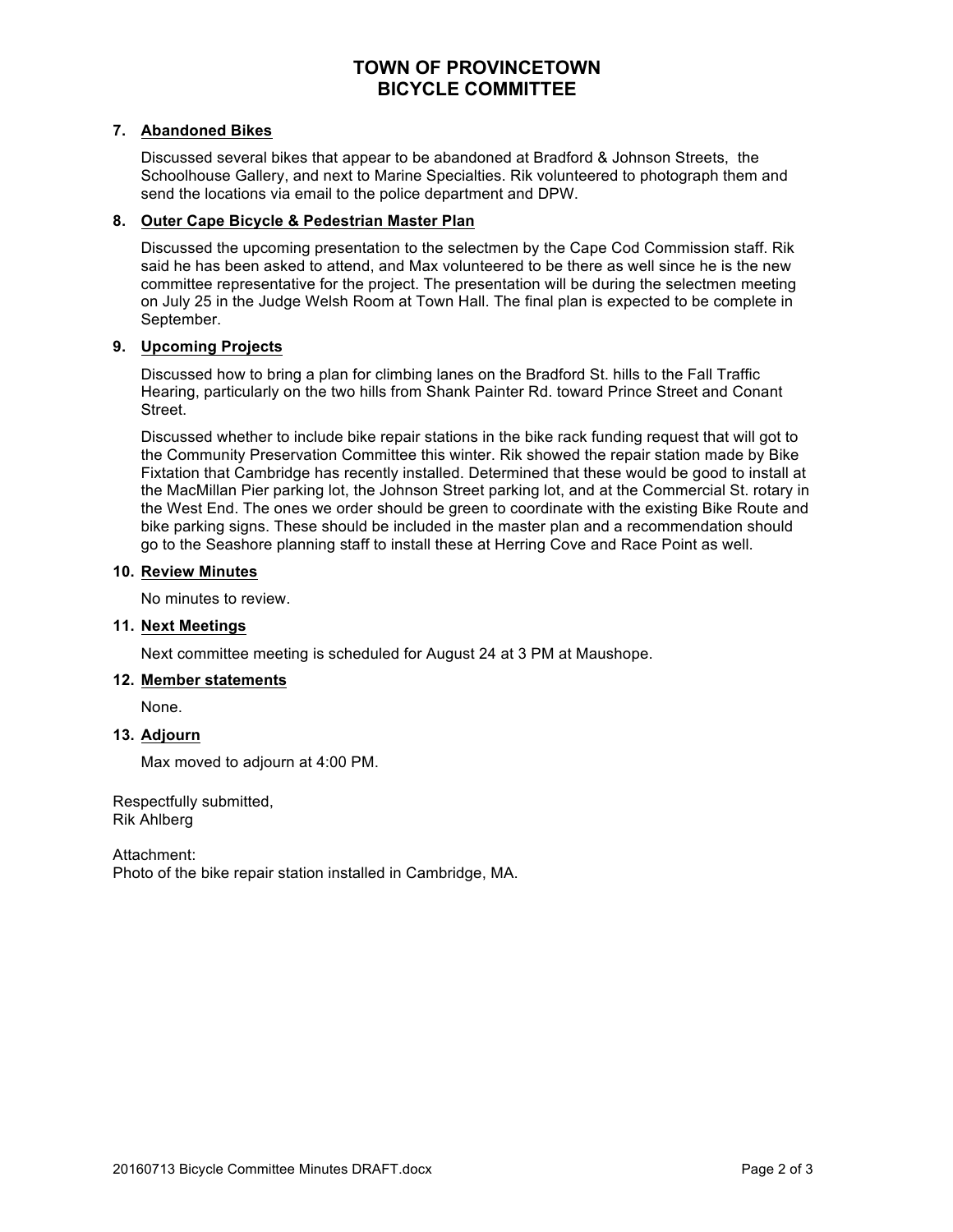# TOWN OF PROVINCETOWN
# BICYCLE COMMITTEE

**7. Abandoned Bikes**

Discussed several bikes that appear to be abandoned at Bradford & Johnson Streets, the Schoolhouse Gallery, and next to Marine Specialties. Rik volunteered to photograph them and send the locations via email to the police department and DPW.

**8. Outer Cape Bicycle & Pedestrian Master Plan**

Discussed the upcoming presentation to the selectmen by the Cape Cod Commission staff. Rik said he has been asked to attend, and Max volunteered to be there as well since he is the new committee representative for the project. The presentation will be during the selectmen meeting on July 25 in the Judge Welsh Room at Town Hall. The final plan is expected to be complete in September.

**9. Upcoming Projects**

Discussed how to bring a plan for climbing lanes on the Bradford St. hills to the Fall Traffic Hearing, particularly on the two hills from Shank Painter Rd. toward Prince Street and Conant Street.

Discussed whether to include bike repair stations in the bike rack funding request that will got to the Community Preservation Committee this winter. Rik showed the repair station made by Bike Fixtation that Cambridge has recently installed. Determined that these would be good to install at the MacMillan Pier parking lot, the Johnson Street parking lot, and at the Commercial St. rotary in the West End. The ones we order should be green to coordinate with the existing Bike Route and bike parking signs. These should be included in the master plan and a recommendation should go to the Seashore planning staff to install these at Herring Cove and Race Point as well.

**10. Review Minutes**

No minutes to review.

**11. Next Meetings**

Next committee meeting is scheduled for August 24 at 3 PM at Maushope.

**12. Member statements**

None.

**13. Adjourn**

Max moved to adjourn at 4:00 PM.

Respectfully submitted,
Rik Ahlberg

Attachment:
Photo of the bike repair station installed in Cambridge, MA.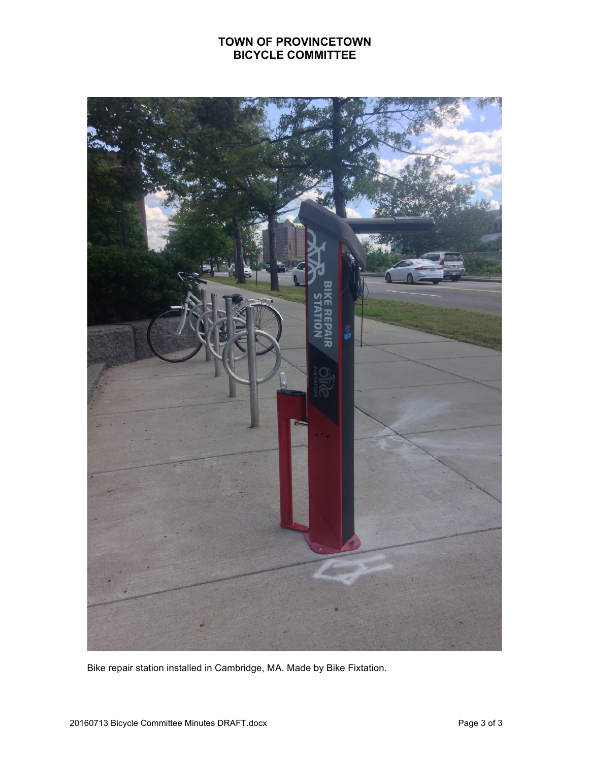Bike repair station installed in Cambridge, MA. Made by Bike Fixtation.